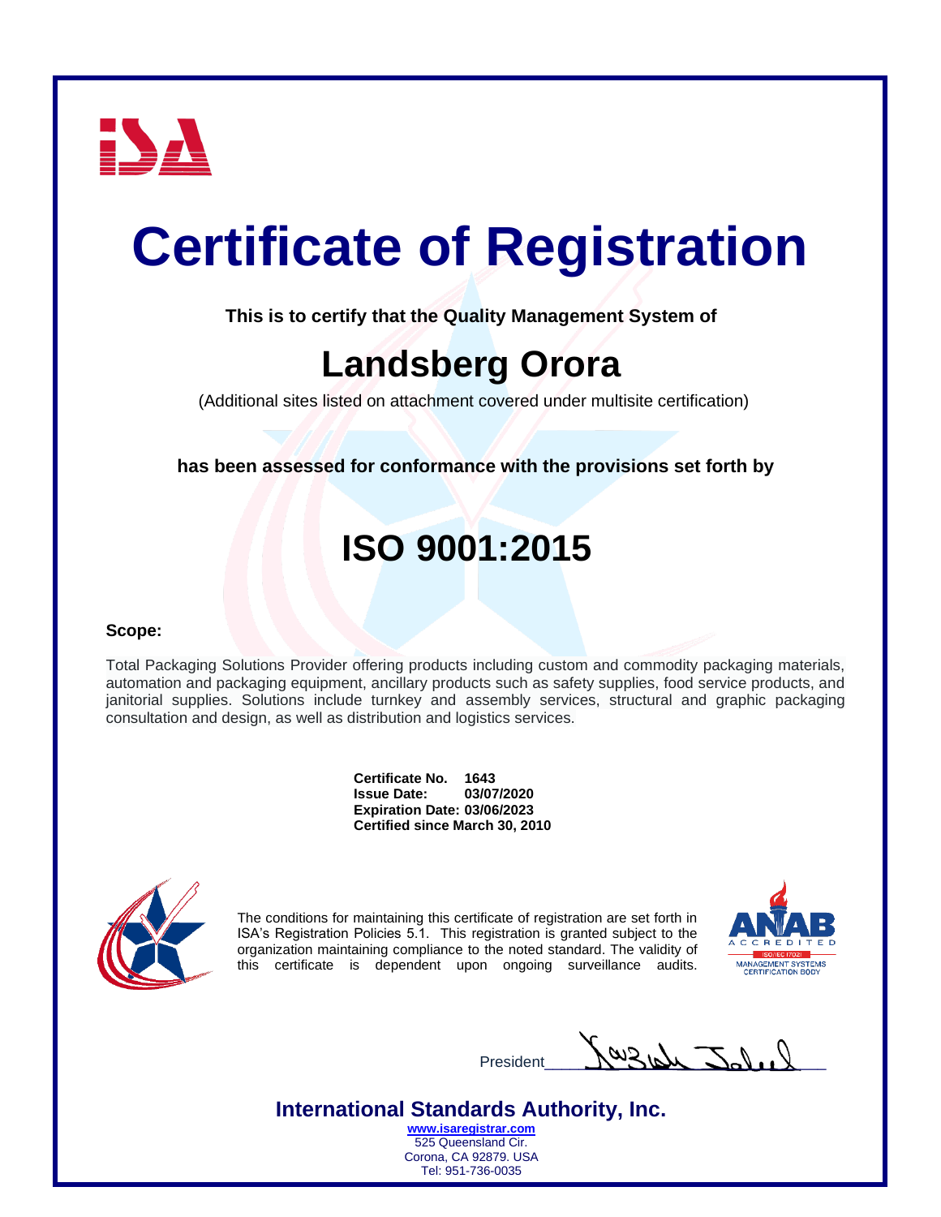# Certificate of Registration

**This is to certify that the Quality Management System of**

## Landsberg Orora

(Additional sites listed on attachment covered under multisite certification)

**has been assessed for conformance with the provisions set forth by**

## ISO 9001:2015

**Scope:**

Total Packaging Solutions Provider offering products including custom and commodity packaging materials, automation and packaging equipment, ancillary products such as safety supplies, food service products, and janitorial supplies. Solutions include turnkey and assembly services, structural and graphic packaging consultation and design, as well as distribution and logistics services.

**Certificate No.** **1643**
**Issue Date:** **03/07/2020**
**Expiration Date: 03/06/2023**
**Certified since March 30, 2010**

The conditions for maintaining this certificate of registration are set forth in ISA's Registration Policies 5.1. This registration is granted subject to the organization maintaining compliance to the noted standard. The validity of this certificate is dependent upon ongoing surveillance audits.

ANAB ACCREDITED
ISO/IEC 17021
MANAGEMENT SYSTEMS CERTIFICATION BODY

President

**International Standards Authority, Inc.**

www.isaregistrar.com
525 Queensland Cir.
Corona, CA 92879. USA
Tel: 951-736-0035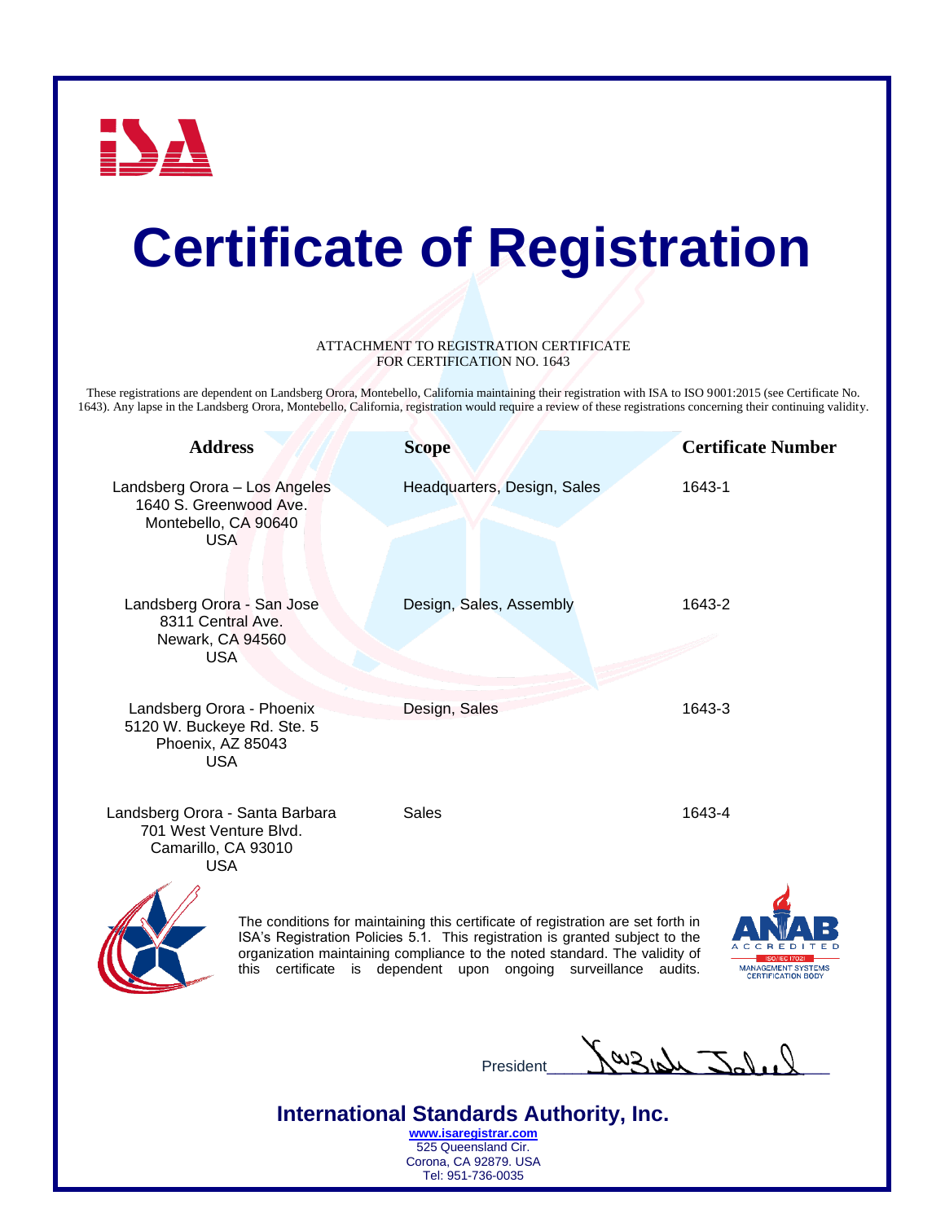# Certificate of Registration

ATTACHMENT TO REGISTRATION CERTIFICATE
FOR CERTIFICATION NO. 1643

These registrations are dependent on Landsberg Orora, Montebello, California maintaining their registration with ISA to ISO 9001:2015 (see Certificate No. 1643). Any lapse in the Landsberg Orora, Montebello, California, registration would require a review of these registrations concerning their continuing validity.

| Address | Scope | Certificate Number |
|---|---|---|
| Landsberg Orora – Los Angeles<br>1640 S. Greenwood Ave.<br>Montebello, CA 90640<br>USA | Headquarters, Design, Sales | 1643-1 |
| Landsberg Orora - San Jose<br>8311 Central Ave.<br>Newark, CA 94560<br>USA | Design, Sales, Assembly | 1643-2 |
| Landsberg Orora - Phoenix<br>5120 W. Buckeye Rd. Ste. 5<br>Phoenix, AZ 85043<br>USA | Design, Sales | 1643-3 |
| Landsberg Orora - Santa Barbara<br>701 West Venture Blvd.<br>Camarillo, CA 93010<br>USA | Sales | 1643-4 |

The conditions for maintaining this certificate of registration are set forth in ISA's Registration Policies 5.1. This registration is granted subject to the organization maintaining compliance to the noted standard. The validity of this certificate is dependent upon ongoing surveillance audits.

ANAB ACCREDITED ISO/IEC 17021 MANAGEMENT SYSTEMS CERTIFICATION BODY

President

**International Standards Authority, Inc.**

www.isaregistrar.com
525 Queensland Cir.
Corona, CA 92879. USA
Tel: 951-736-0035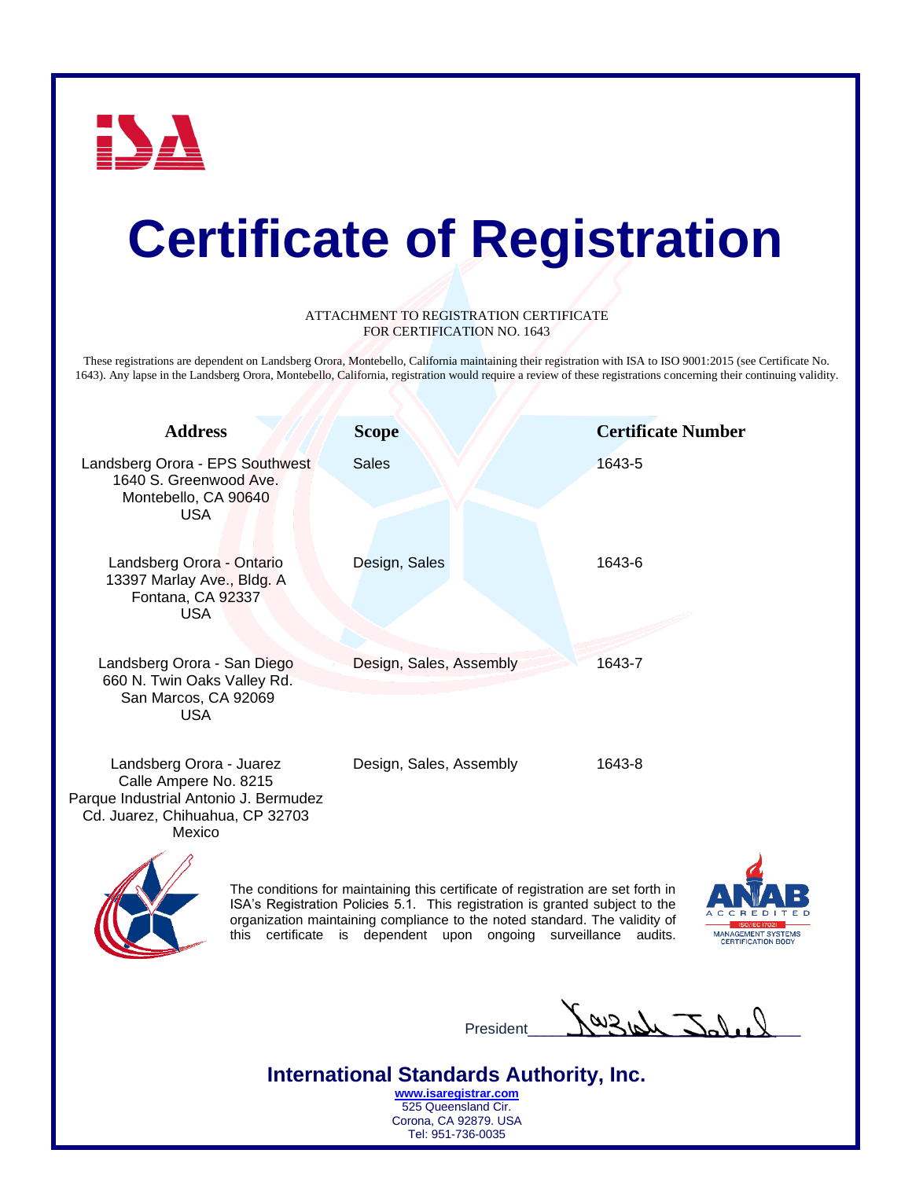ISA

# Certificate of Registration

ATTACHMENT TO REGISTRATION CERTIFICATE
FOR CERTIFICATION NO. 1643

These registrations are dependent on Landsberg Orora, Montebello, California maintaining their registration with ISA to ISO 9001:2015 (see Certificate No. 1643). Any lapse in the Landsberg Orora, Montebello, California, registration would require a review of these registrations concerning their continuing validity.

| Address | Scope | Certificate Number |
|---|---|---|
| Landsberg Orora - EPS Southwest<br>1640 S. Greenwood Ave.<br>Montebello, CA 90640<br>USA | Sales | 1643-5 |
| Landsberg Orora - Ontario<br>13397 Marlay Ave., Bldg. A<br>Fontana, CA 92337<br>USA | Design, Sales | 1643-6 |
| Landsberg Orora - San Diego<br>660 N. Twin Oaks Valley Rd.<br>San Marcos, CA 92069<br>USA | Design, Sales, Assembly | 1643-7 |
| Landsberg Orora - Juarez<br>Calle Ampere No. 8215<br>Parque Industrial Antonio J. Bermudez<br>Cd. Juarez, Chihuahua, CP 32703<br>Mexico | Design, Sales, Assembly | 1643-8 |

The conditions for maintaining this certificate of registration are set forth in ISA's Registration Policies 5.1. This registration is granted subject to the organization maintaining compliance to the noted standard. The validity of this certificate is dependent upon ongoing surveillance audits.

ANAB ACCREDITED ISO/IEC 17021 MANAGEMENT SYSTEMS CERTIFICATION BODY

President

**International Standards Authority, Inc.**
www.isaregistrar.com
525 Queensland Cir.
Corona, CA 92879. USA
Tel: 951-736-0035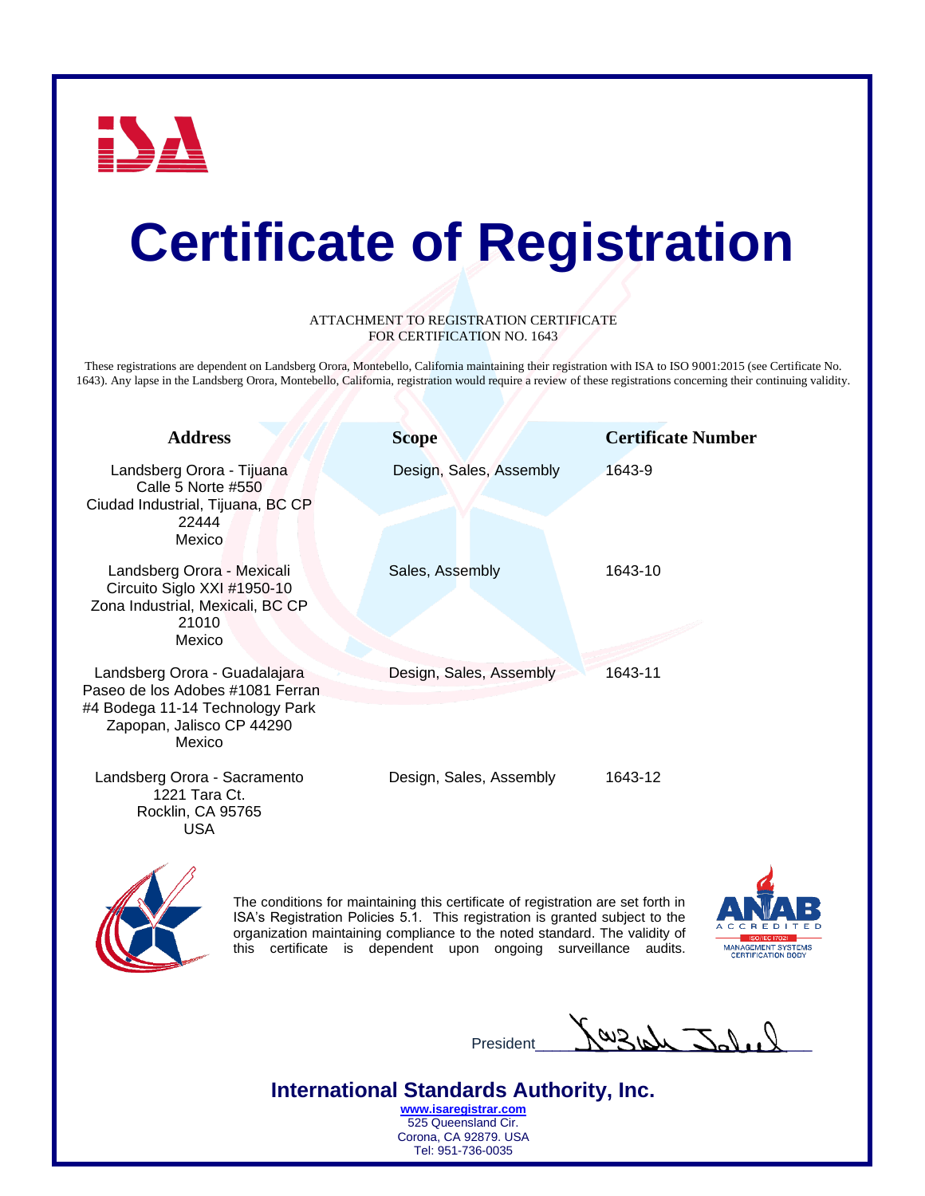# Certificate of Registration

ATTACHMENT TO REGISTRATION CERTIFICATE
FOR CERTIFICATION NO. 1643

These registrations are dependent on Landsberg Orora, Montebello, California maintaining their registration with ISA to ISO 9001:2015 (see Certificate No. 1643). Any lapse in the Landsberg Orora, Montebello, California, registration would require a review of these registrations concerning their continuing validity.

| Address | Scope | Certificate Number |
|---|---|---|
| Landsberg Orora - Tijuana<br>Calle 5 Norte #550<br>Ciudad Industrial, Tijuana, BC CP 22444<br>Mexico | Design, Sales, Assembly | 1643-9 |
| Landsberg Orora - Mexicali<br>Circuito Siglo XXI #1950-10<br>Zona Industrial, Mexicali, BC CP 21010<br>Mexico | Sales, Assembly | 1643-10 |
| Landsberg Orora - Guadalajara<br>Paseo de los Adobes #1081 Ferran<br>#4 Bodega 11-14 Technology Park<br>Zapopan, Jalisco CP 44290<br>Mexico | Design, Sales, Assembly | 1643-11 |
| Landsberg Orora - Sacramento<br>1221 Tara Ct.<br>Rocklin, CA 95765<br>USA | Design, Sales, Assembly | 1643-12 |

The conditions for maintaining this certificate of registration are set forth in ISA's Registration Policies 5.1. This registration is granted subject to the organization maintaining compliance to the noted standard. The validity of this certificate is dependent upon ongoing surveillance audits.

ANAB ACCREDITED
ISO/IEC 17021
MANAGEMENT SYSTEMS CERTIFICATION BODY

President

## International Standards Authority, Inc.

www.isaregistrar.com
525 Queensland Cir.
Corona, CA 92879. USA
Tel: 951-736-0035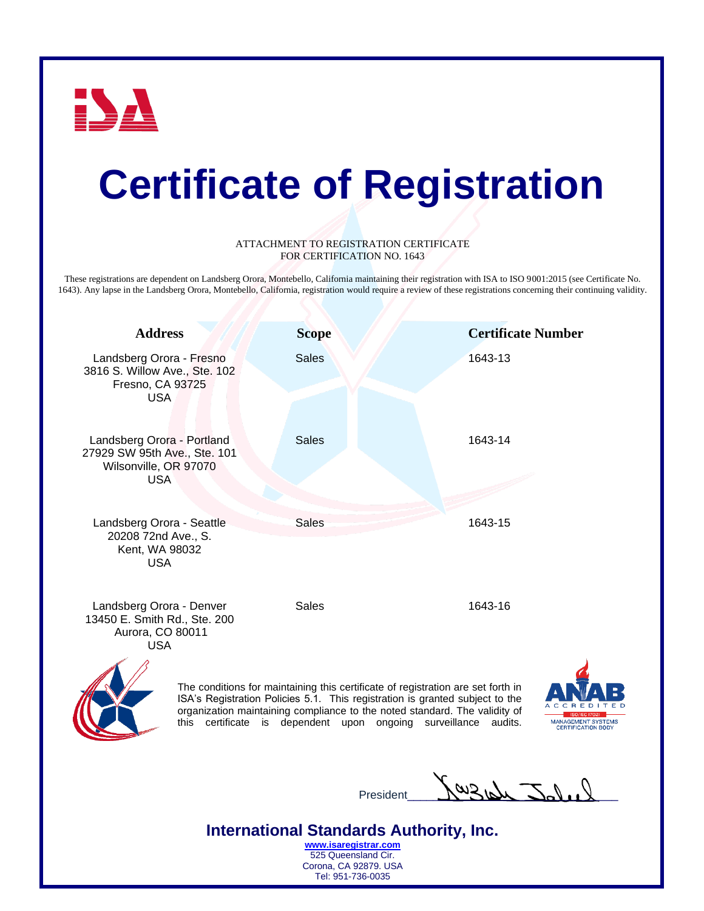# Certificate of Registration

ATTACHMENT TO REGISTRATION CERTIFICATE
FOR CERTIFICATION NO. 1643

These registrations are dependent on Landsberg Orora, Montebello, California maintaining their registration with ISA to ISO 9001:2015 (see Certificate No. 1643). Any lapse in the Landsberg Orora, Montebello, California, registration would require a review of these registrations concerning their continuing validity.

| Address | Scope | Certificate Number |
|---|---|---|
| Landsberg Orora - Fresno<br>3816 S. Willow Ave., Ste. 102<br>Fresno, CA 93725<br>USA | Sales | 1643-13 |
| Landsberg Orora - Portland<br>27929 SW 95th Ave., Ste. 101<br>Wilsonville, OR 97070<br>USA | Sales | 1643-14 |
| Landsberg Orora - Seattle<br>20208 72nd Ave., S.<br>Kent, WA 98032<br>USA | Sales | 1643-15 |
| Landsberg Orora - Denver<br>13450 E. Smith Rd., Ste. 200<br>Aurora, CO 80011<br>USA | Sales | 1643-16 |

The conditions for maintaining this certificate of registration are set forth in ISA's Registration Policies 5.1. This registration is granted subject to the organization maintaining compliance to the noted standard. The validity of this certificate is dependent upon ongoing surveillance audits.

ANAB ACCREDITED ISO/IEC 17021 MANAGEMENT SYSTEMS CERTIFICATION BODY

President

**International Standards Authority, Inc.**
www.isaregistrar.com
525 Queensland Cir.
Corona, CA 92879. USA
Tel: 951-736-0035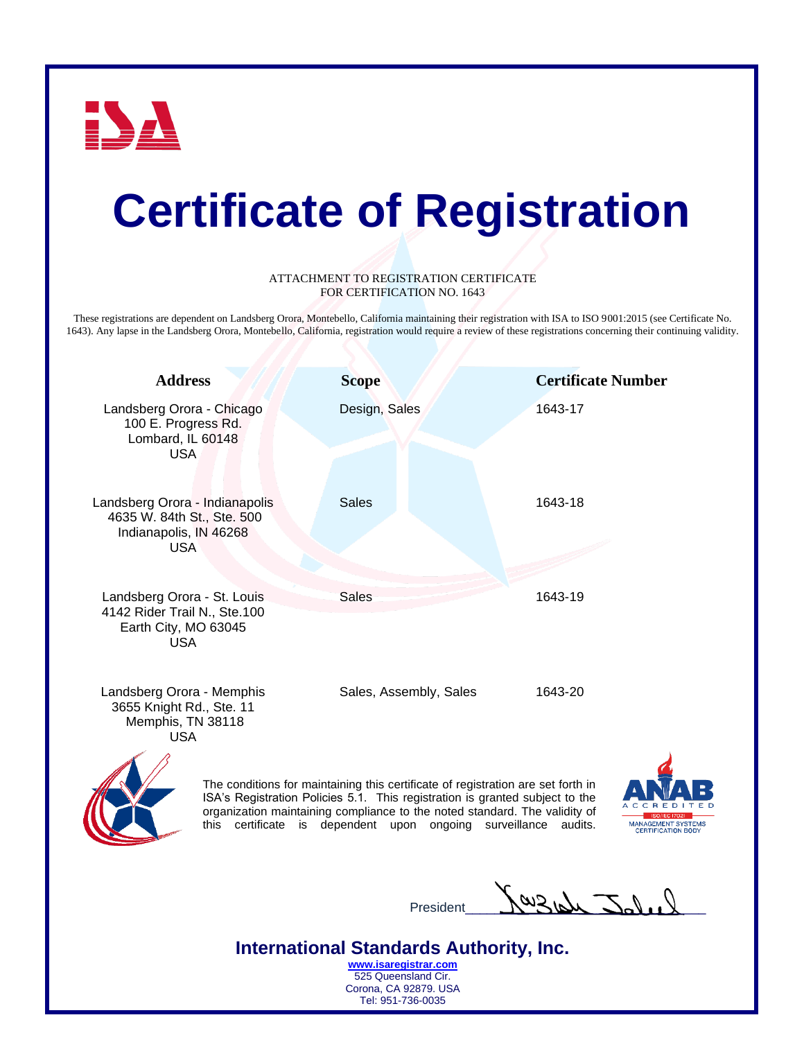# Certificate of Registration

ATTACHMENT TO REGISTRATION CERTIFICATE
FOR CERTIFICATION NO. 1643

These registrations are dependent on Landsberg Orora, Montebello, California maintaining their registration with ISA to ISO 9001:2015 (see Certificate No. 1643). Any lapse in the Landsberg Orora, Montebello, California, registration would require a review of these registrations concerning their continuing validity.

| Address | Scope | Certificate Number |
|---|---|---|
| Landsberg Orora - Chicago<br>100 E. Progress Rd.<br>Lombard, IL 60148<br>USA | Design, Sales | 1643-17 |
| Landsberg Orora - Indianapolis<br>4635 W. 84th St., Ste. 500<br>Indianapolis, IN 46268<br>USA | Sales | 1643-18 |
| Landsberg Orora - St. Louis<br>4142 Rider Trail N., Ste.100<br>Earth City, MO 63045<br>USA | Sales | 1643-19 |
| Landsberg Orora - Memphis<br>3655 Knight Rd., Ste. 11<br>Memphis, TN 38118<br>USA | Sales, Assembly, Sales | 1643-20 |

The conditions for maintaining this certificate of registration are set forth in ISA's Registration Policies 5.1. This registration is granted subject to the organization maintaining compliance to the noted standard. The validity of this certificate is dependent upon ongoing surveillance audits.

ANAB ACCREDITED ISO/IEC 17021 MANAGEMENT SYSTEMS CERTIFICATION BODY

President

**International Standards Authority, Inc.**
www.isaregistrar.com
525 Queensland Cir.
Corona, CA 92879. USA
Tel: 951-736-0035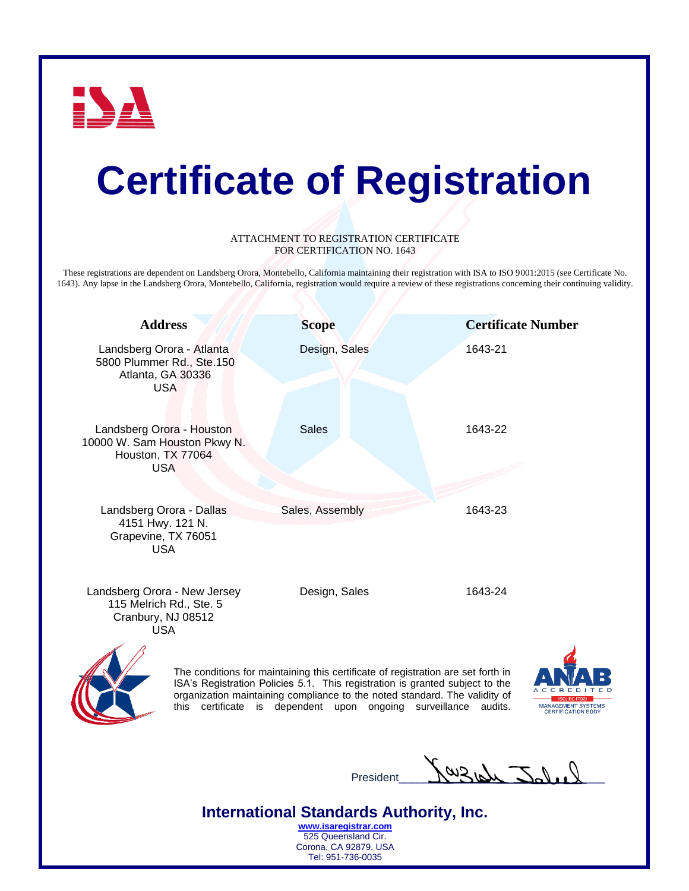# Certificate of Registration

ATTACHMENT TO REGISTRATION CERTIFICATE
FOR CERTIFICATION NO. 1643

These registrations are dependent on Landsberg Orora, Montebello, California maintaining their registration with ISA to ISO 9001:2015 (see Certificate No. 1643). Any lapse in the Landsberg Orora, Montebello, California, registration would require a review of these registrations concerning their continuing validity.

| Address | Scope | Certificate Number |
|---|---|---|
| Landsberg Orora - Atlanta<br>5800 Plummer Rd., Ste.150<br>Atlanta, GA 30336<br>USA | Design, Sales | 1643-21 |
| Landsberg Orora - Houston<br>10000 W. Sam Houston Pkwy N.<br>Houston, TX 77064<br>USA | Sales | 1643-22 |
| Landsberg Orora - Dallas<br>4151 Hwy. 121 N.<br>Grapevine, TX 76051<br>USA | Sales, Assembly | 1643-23 |
| Landsberg Orora - New Jersey<br>115 Melrich Rd., Ste. 5<br>Cranbury, NJ 08512<br>USA | Design, Sales | 1643-24 |

The conditions for maintaining this certificate of registration are set forth in ISA's Registration Policies 5.1. This registration is granted subject to the organization maintaining compliance to the noted standard. The validity of this certificate is dependent upon ongoing surveillance audits.

ANAB ACCREDITED ISO/IEC 17021 MANAGEMENT SYSTEMS CERTIFICATION BODY

President

## International Standards Authority, Inc.

www.isaregistrar.com
525 Queensland Cir.
Corona, CA 92879. USA
Tel: 951-736-0035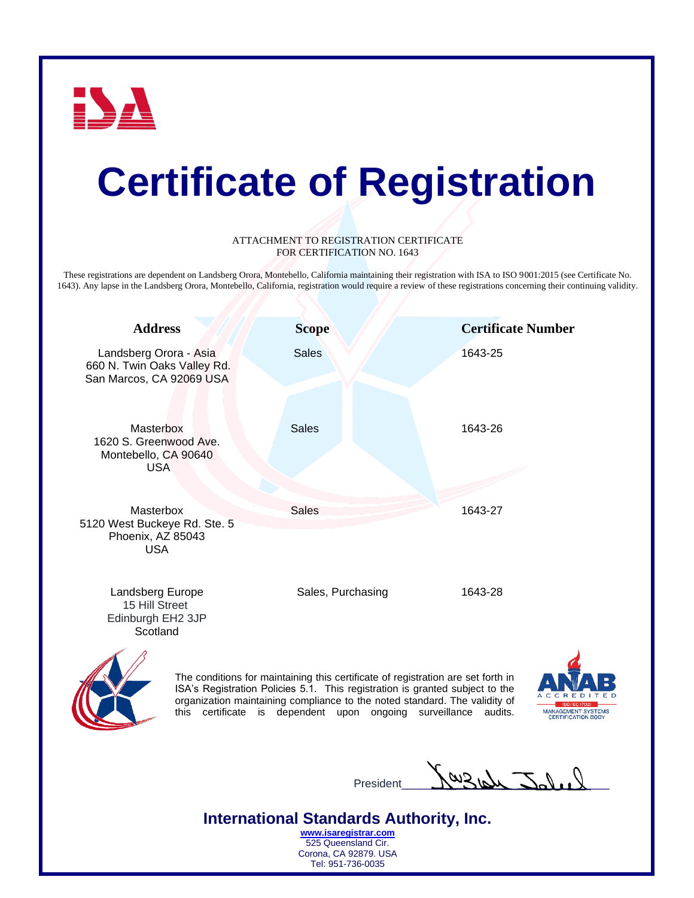# Certificate of Registration

ATTACHMENT TO REGISTRATION CERTIFICATE
FOR CERTIFICATION NO. 1643

These registrations are dependent on Landsberg Orora, Montebello, California maintaining their registration with ISA to ISO 9001:2015 (see Certificate No. 1643). Any lapse in the Landsberg Orora, Montebello, California, registration would require a review of these registrations concerning their continuing validity.

| Address | Scope | Certificate Number |
|---|---|---|
| Landsberg Orora - Asia<br>660 N. Twin Oaks Valley Rd.<br>San Marcos, CA 92069 USA | Sales | 1643-25 |
| Masterbox<br>1620 S. Greenwood Ave.<br>Montebello, CA 90640<br>USA | Sales | 1643-26 |
| Masterbox<br>5120 West Buckeye Rd. Ste. 5<br>Phoenix, AZ 85043<br>USA | Sales | 1643-27 |
| Landsberg Europe<br>15 Hill Street<br>Edinburgh EH2 3JP<br>Scotland | Sales, Purchasing | 1643-28 |

The conditions for maintaining this certificate of registration are set forth in ISA's Registration Policies 5.1. This registration is granted subject to the organization maintaining compliance to the noted standard. The validity of this certificate is dependent upon ongoing surveillance audits.

ANAB ACCREDITED ISO/IEC 17021 MANAGEMENT SYSTEMS CERTIFICATION BODY

President

## International Standards Authority, Inc.

www.isaregistrar.com
525 Queensland Cir.
Corona, CA 92879. USA
Tel: 951-736-0035